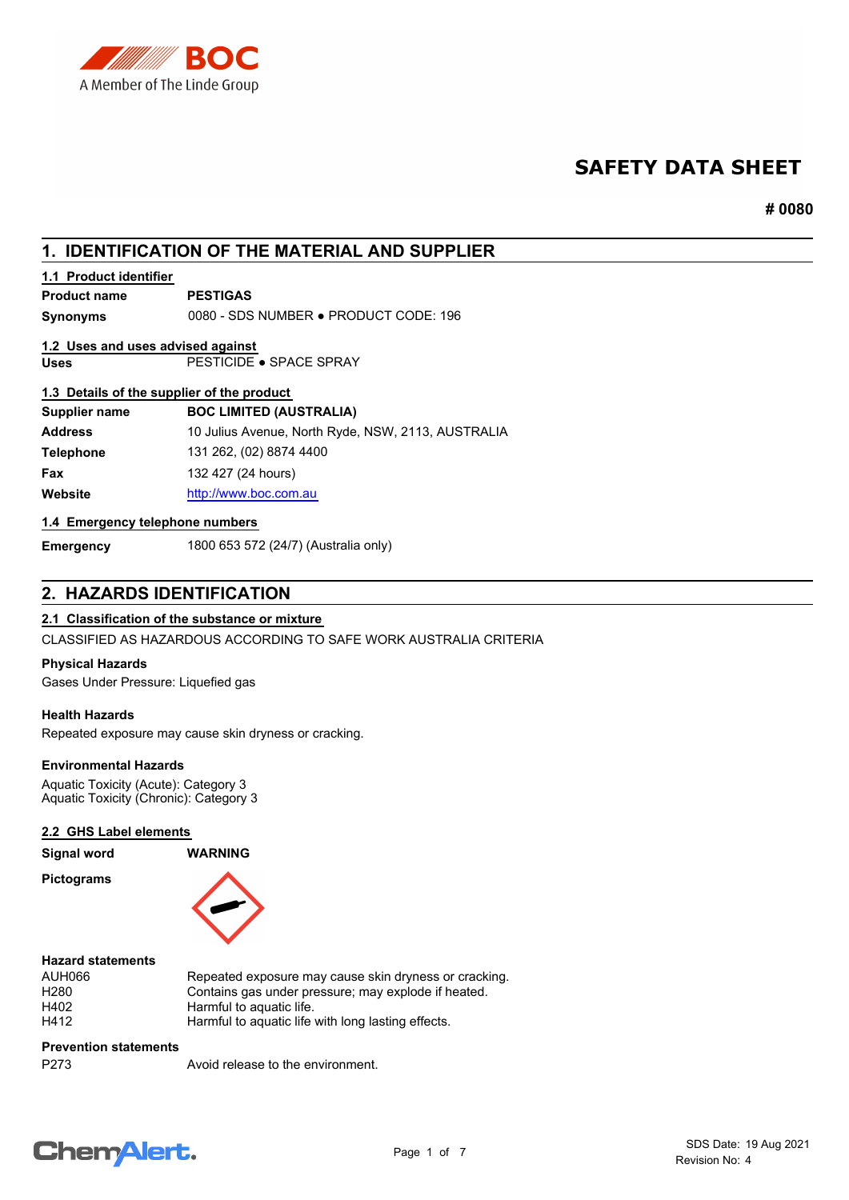# SAFETY DATA SHEET

**# 0080**

## 1. IDENTIFICATION OF THE MATERIAL AND SUPPLIER

### 1.1 Product identifier

| | |
|---|---|
| **Product name** | **PESTIGAS** |
| **Synonyms** | 0080 - SDS NUMBER ● PRODUCT CODE: 196 |

### 1.2 Uses and uses advised against

| | |
|---|---|
| **Uses** | PESTICIDE ● SPACE SPRAY |

### 1.3 Details of the supplier of the product

| | |
|---|---|
| **Supplier name** | **BOC LIMITED (AUSTRALIA)** |
| **Address** | 10 Julius Avenue, North Ryde, NSW, 2113, AUSTRALIA |
| **Telephone** | 131 262, (02) 8874 4400 |
| **Fax** | 132 427 (24 hours) |
| **Website** | http://www.boc.com.au |

### 1.4 Emergency telephone numbers

| | |
|---|---|
| **Emergency** | 1800 653 572 (24/7) (Australia only) |

## 2. HAZARDS IDENTIFICATION

### 2.1 Classification of the substance or mixture

CLASSIFIED AS HAZARDOUS ACCORDING TO SAFE WORK AUSTRALIA CRITERIA

**Physical Hazards**

Gases Under Pressure: Liquefied gas

**Health Hazards**

Repeated exposure may cause skin dryness or cracking.

**Environmental Hazards**

Aquatic Toxicity (Acute): Category 3
Aquatic Toxicity (Chronic): Category 3

### 2.2 GHS Label elements

**Signal word** **WARNING**

**Pictograms**

**Hazard statements**

| | |
|---|---|
| AUH066 | Repeated exposure may cause skin dryness or cracking. |
| H280 | Contains gas under pressure; may explode if heated. |
| H402 | Harmful to aquatic life. |
| H412 | Harmful to aquatic life with long lasting effects. |

**Prevention statements**

| | |
|---|---|
| P273 | Avoid release to the environment. |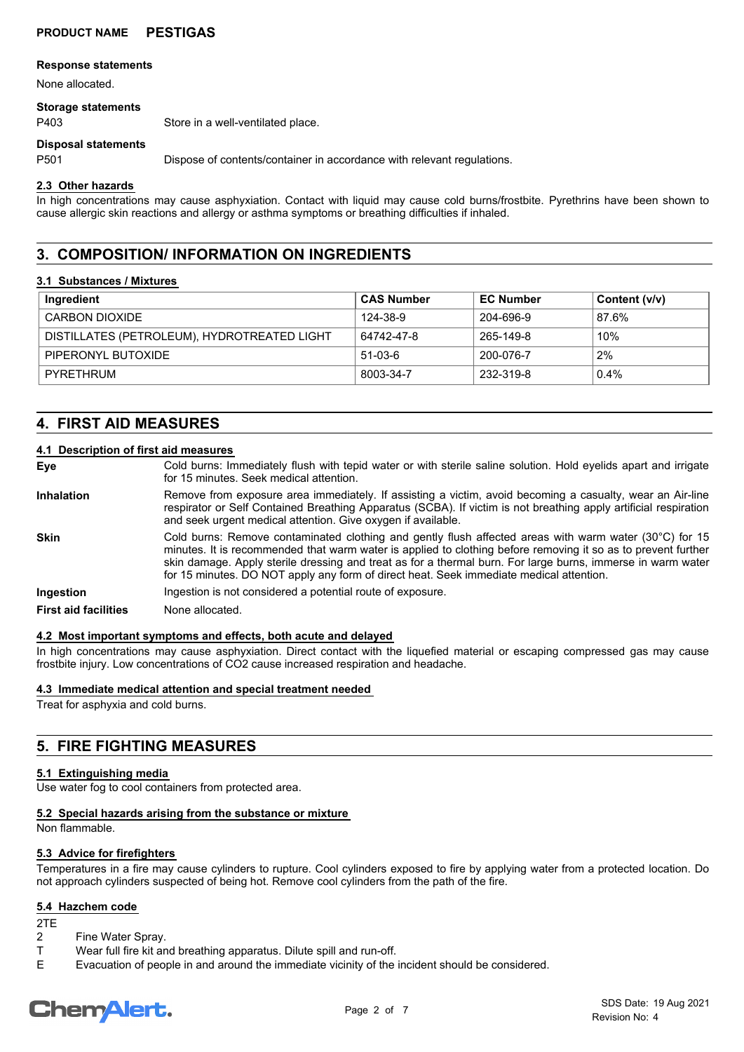**Response statements**

None allocated.

**Storage statements**

P403 Store in a well-ventilated place.

**Disposal statements**

P501 Dispose of contents/container in accordance with relevant regulations.

### 2.3 Other hazards

In high concentrations may cause asphyxiation. Contact with liquid may cause cold burns/frostbite. Pyrethrins have been shown to cause allergic skin reactions and allergy or asthma symptoms or breathing difficulties if inhaled.

## 3. COMPOSITION/ INFORMATION ON INGREDIENTS

### 3.1 Substances / Mixtures

| Ingredient | CAS Number | EC Number | Content (v/v) |
|---|---|---|---|
| CARBON DIOXIDE | 124-38-9 | 204-696-9 | 87.6% |
| DISTILLATES (PETROLEUM), HYDROTREATED LIGHT | 64742-47-8 | 265-149-8 | 10% |
| PIPERONYL BUTOXIDE | 51-03-6 | 200-076-7 | 2% |
| PYRETHRUM | 8003-34-7 | 232-319-8 | 0.4% |

## 4. FIRST AID MEASURES

### 4.1 Description of first aid measures

**Eye** Cold burns: Immediately flush with tepid water or with sterile saline solution. Hold eyelids apart and irrigate for 15 minutes. Seek medical attention.

**Inhalation** Remove from exposure area immediately. If assisting a victim, avoid becoming a casualty, wear an Air-line respirator or Self Contained Breathing Apparatus (SCBA). If victim is not breathing apply artificial respiration and seek urgent medical attention. Give oxygen if available.

**Skin** Cold burns: Remove contaminated clothing and gently flush affected areas with warm water (30°C) for 15 minutes. It is recommended that warm water is applied to clothing before removing it so as to prevent further skin damage. Apply sterile dressing and treat as for a thermal burn. For large burns, immerse in warm water for 15 minutes. DO NOT apply any form of direct heat. Seek immediate medical attention.

**Ingestion** Ingestion is not considered a potential route of exposure.

**First aid facilities** None allocated.

### 4.2 Most important symptoms and effects, both acute and delayed

In high concentrations may cause asphyxiation. Direct contact with the liquefied material or escaping compressed gas may cause frostbite injury. Low concentrations of $CO_2$ cause increased respiration and headache.

### 4.3 Immediate medical attention and special treatment needed

Treat for asphyxia and cold burns.

## 5. FIRE FIGHTING MEASURES

### 5.1 Extinguishing media

Use water fog to cool containers from protected area.

### 5.2 Special hazards arising from the substance or mixture

Non flammable.

### 5.3 Advice for firefighters

Temperatures in a fire may cause cylinders to rupture. Cool cylinders exposed to fire by applying water from a protected location. Do not approach cylinders suspected of being hot. Remove cool cylinders from the path of the fire.

### 5.4 Hazchem code

2TE

2 Fine Water Spray.

T Wear full fire kit and breathing apparatus. Dilute spill and run-off.

E Evacuation of people in and around the immediate vicinity of the incident should be considered.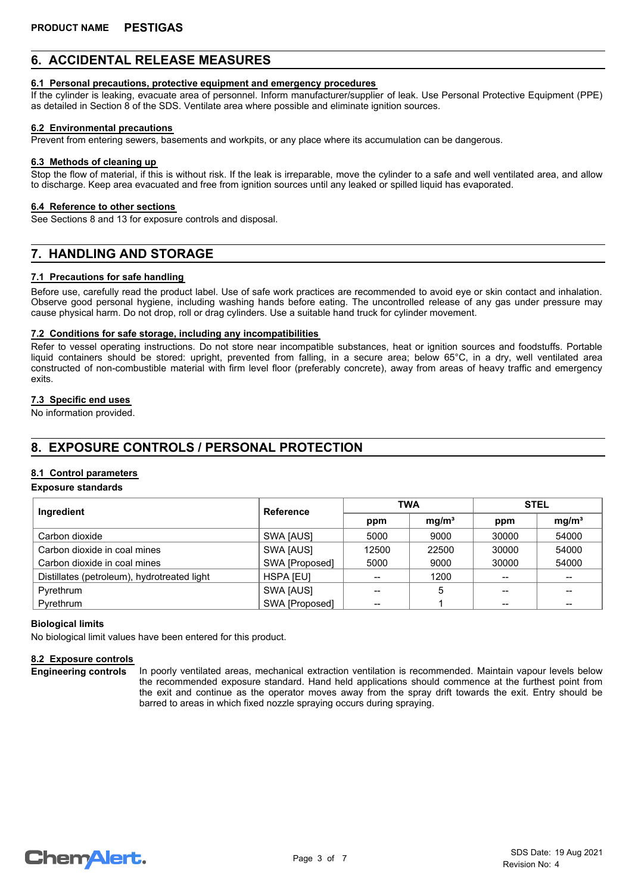**PRODUCT NAME** **PESTIGAS**

## 6. ACCIDENTAL RELEASE MEASURES

### 6.1 Personal precautions, protective equipment and emergency procedures

If the cylinder is leaking, evacuate area of personnel. Inform manufacturer/supplier of leak. Use Personal Protective Equipment (PPE) as detailed in Section 8 of the SDS. Ventilate area where possible and eliminate ignition sources.

### 6.2 Environmental precautions

Prevent from entering sewers, basements and workpits, or any place where its accumulation can be dangerous.

### 6.3 Methods of cleaning up

Stop the flow of material, if this is without risk. If the leak is irreparable, move the cylinder to a safe and well ventilated area, and allow to discharge. Keep area evacuated and free from ignition sources until any leaked or spilled liquid has evaporated.

### 6.4 Reference to other sections

See Sections 8 and 13 for exposure controls and disposal.

## 7. HANDLING AND STORAGE

### 7.1 Precautions for safe handling

Before use, carefully read the product label. Use of safe work practices are recommended to avoid eye or skin contact and inhalation. Observe good personal hygiene, including washing hands before eating. The uncontrolled release of any gas under pressure may cause physical harm. Do not drop, roll or drag cylinders. Use a suitable hand truck for cylinder movement.

### 7.2 Conditions for safe storage, including any incompatibilities

Refer to vessel operating instructions. Do not store near incompatible substances, heat or ignition sources and foodstuffs. Portable liquid containers should be stored: upright, prevented from falling, in a secure area; below 65°C, in a dry, well ventilated area constructed of non-combustible material with firm level floor (preferably concrete), away from areas of heavy traffic and emergency exits.

### 7.3 Specific end uses

No information provided.

## 8. EXPOSURE CONTROLS / PERSONAL PROTECTION

### 8.1 Control parameters

**Exposure standards**

| Ingredient | Reference | TWA | | STEL | |
|---|---|---|---|---|---|
| | | ppm | mg/m³ | ppm | mg/m³ |
| Carbon dioxide | SWA [AUS] | 5000 | 9000 | 30000 | 54000 |
| Carbon dioxide in coal mines | SWA [AUS] | 12500 | 22500 | 30000 | 54000 |
| Carbon dioxide in coal mines | SWA [Proposed] | 5000 | 9000 | 30000 | 54000 |
| Distillates (petroleum), hydrotreated light | HSPA [EU] | -- | 1200 | -- | -- |
| Pyrethrum | SWA [AUS] | -- | 5 | -- | -- |
| Pyrethrum | SWA [Proposed] | -- | 1 | -- | -- |

**Biological limits**

No biological limit values have been entered for this product.

### 8.2 Exposure controls

**Engineering controls** In poorly ventilated areas, mechanical extraction ventilation is recommended. Maintain vapour levels below the recommended exposure standard. Hand held applications should commence at the furthest point from the exit and continue as the operator moves away from the spray drift towards the exit. Entry should be barred to areas in which fixed nozzle spraying occurs during spraying.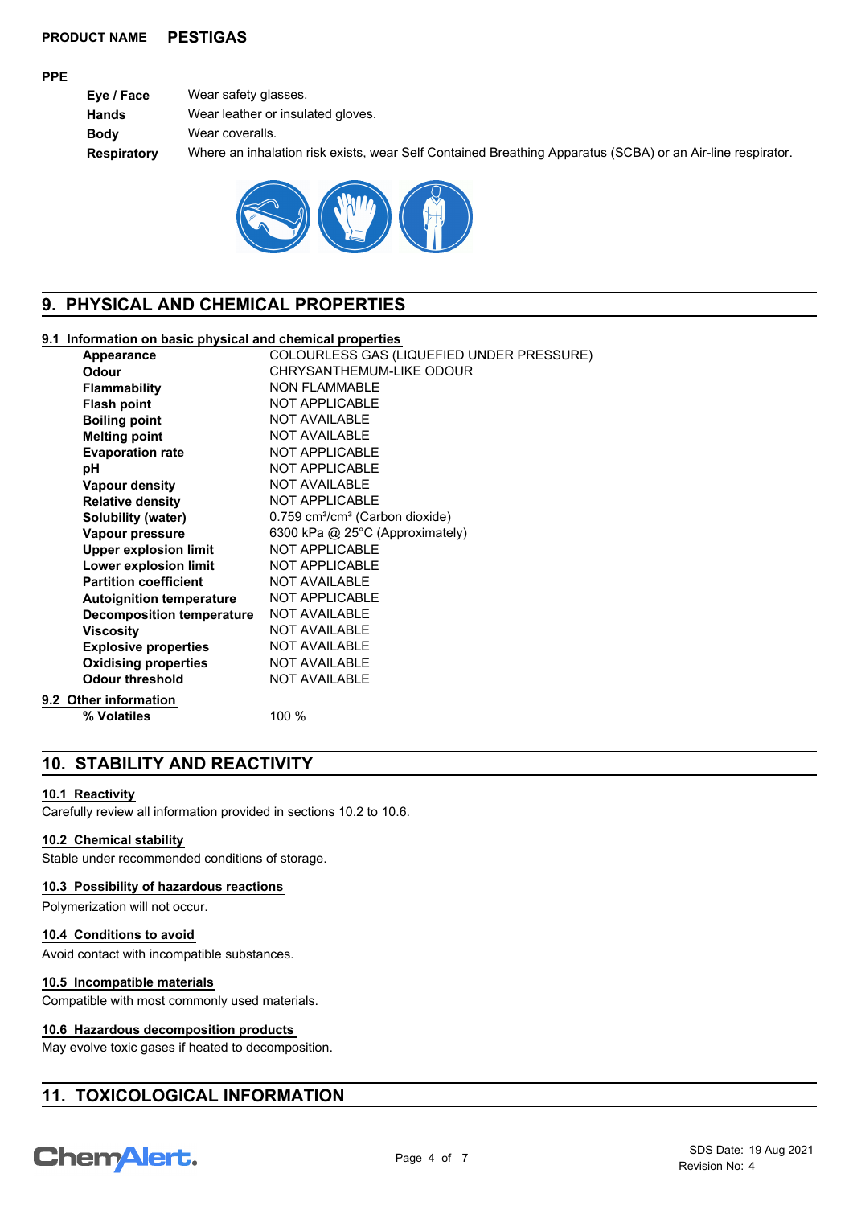**PRODUCT NAME** **PESTIGAS**

**PPE**

| | |
|---|---|
| **Eye / Face** | Wear safety glasses. |
| **Hands** | Wear leather or insulated gloves. |
| **Body** | Wear coveralls. |
| **Respiratory** | Where an inhalation risk exists, wear Self Contained Breathing Apparatus (SCBA) or an Air-line respirator. |

## 9. PHYSICAL AND CHEMICAL PROPERTIES

### 9.1 Information on basic physical and chemical properties

| | |
|---|---|
| **Appearance** | COLOURLESS GAS (LIQUEFIED UNDER PRESSURE) |
| **Odour** | CHRYSANTHEMUM-LIKE ODOUR |
| **Flammability** | NON FLAMMABLE |
| **Flash point** | NOT APPLICABLE |
| **Boiling point** | NOT AVAILABLE |
| **Melting point** | NOT AVAILABLE |
| **Evaporation rate** | NOT APPLICABLE |
| **pH** | NOT APPLICABLE |
| **Vapour density** | NOT AVAILABLE |
| **Relative density** | NOT APPLICABLE |
| **Solubility (water)** | 0.759 $cm^3/cm^3$ (Carbon dioxide) |
| **Vapour pressure** | 6300 kPa @ 25°C (Approximately) |
| **Upper explosion limit** | NOT APPLICABLE |
| **Lower explosion limit** | NOT APPLICABLE |
| **Partition coefficient** | NOT AVAILABLE |
| **Autoignition temperature** | NOT APPLICABLE |
| **Decomposition temperature** | NOT AVAILABLE |
| **Viscosity** | NOT AVAILABLE |
| **Explosive properties** | NOT AVAILABLE |
| **Oxidising properties** | NOT AVAILABLE |
| **Odour threshold** | NOT AVAILABLE |

### 9.2 Other information

| | |
|---|---|
| **% Volatiles** | 100 % |

## 10. STABILITY AND REACTIVITY

### 10.1 Reactivity

Carefully review all information provided in sections 10.2 to 10.6.

### 10.2 Chemical stability

Stable under recommended conditions of storage.

### 10.3 Possibility of hazardous reactions

Polymerization will not occur.

### 10.4 Conditions to avoid

Avoid contact with incompatible substances.

### 10.5 Incompatible materials

Compatible with most commonly used materials.

### 10.6 Hazardous decomposition products

May evolve toxic gases if heated to decomposition.

## 11. TOXICOLOGICAL INFORMATION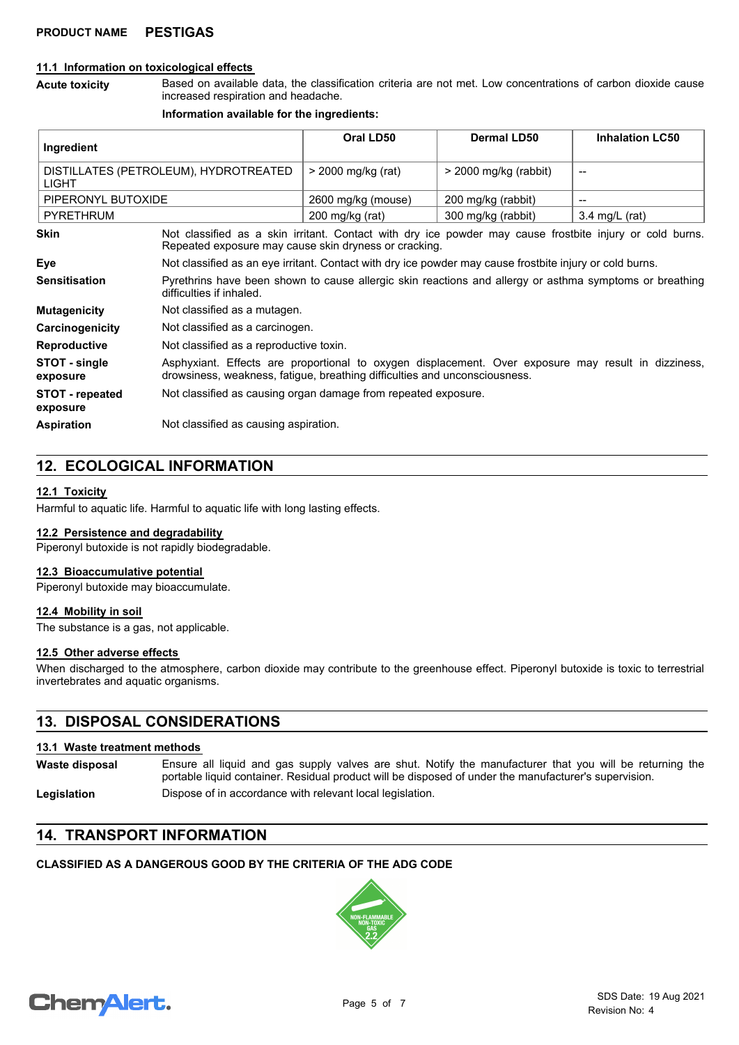### 11.1 Information on toxicological effects

**Acute toxicity** Based on available data, the classification criteria are not met. Low concentrations of carbon dioxide cause increased respiration and headache.

**Information available for the ingredients:**

| Ingredient | Oral LD50 | Dermal LD50 | Inhalation LC50 |
|---|---|---|---|
| DISTILLATES (PETROLEUM), HYDROTREATED LIGHT | > 2000 mg/kg (rat) | > 2000 mg/kg (rabbit) | -- |
| PIPERONYL BUTOXIDE | 2600 mg/kg (mouse) | 200 mg/kg (rabbit) | -- |
| PYRETHRUM | 200 mg/kg (rat) | 300 mg/kg (rabbit) | 3.4 mg/L (rat) |

**Skin** Not classified as a skin irritant. Contact with dry ice powder may cause frostbite injury or cold burns. Repeated exposure may cause skin dryness or cracking.

**Eye** Not classified as an eye irritant. Contact with dry ice powder may cause frostbite injury or cold burns.

**Sensitisation** Pyrethrins have been shown to cause allergic skin reactions and allergy or asthma symptoms or breathing difficulties if inhaled.

**Mutagenicity** Not classified as a mutagen.

**Carcinogenicity** Not classified as a carcinogen.

**Reproductive** Not classified as a reproductive toxin.

**STOT - single exposure** Asphyxiant. Effects are proportional to oxygen displacement. Over exposure may result in dizziness, drowsiness, weakness, fatigue, breathing difficulties and unconsciousness.

**STOT - repeated exposure** Not classified as causing organ damage from repeated exposure.

**Aspiration** Not classified as causing aspiration.

## 12. ECOLOGICAL INFORMATION

### 12.1 Toxicity

Harmful to aquatic life. Harmful to aquatic life with long lasting effects.

### 12.2 Persistence and degradability

Piperonyl butoxide is not rapidly biodegradable.

### 12.3 Bioaccumulative potential

Piperonyl butoxide may bioaccumulate.

### 12.4 Mobility in soil

The substance is a gas, not applicable.

### 12.5 Other adverse effects

When discharged to the atmosphere, carbon dioxide may contribute to the greenhouse effect. Piperonyl butoxide is toxic to terrestrial invertebrates and aquatic organisms.

## 13. DISPOSAL CONSIDERATIONS

### 13.1 Waste treatment methods

**Waste disposal** Ensure all liquid and gas supply valves are shut. Notify the manufacturer that you will be returning the portable liquid container. Residual product will be disposed of under the manufacturer's supervision.

**Legislation** Dispose of in accordance with relevant local legislation.

## 14. TRANSPORT INFORMATION

**CLASSIFIED AS A DANGEROUS GOOD BY THE CRITERIA OF THE ADG CODE**

NON-FLAMMABLE NON-TOXIC GAS 2.2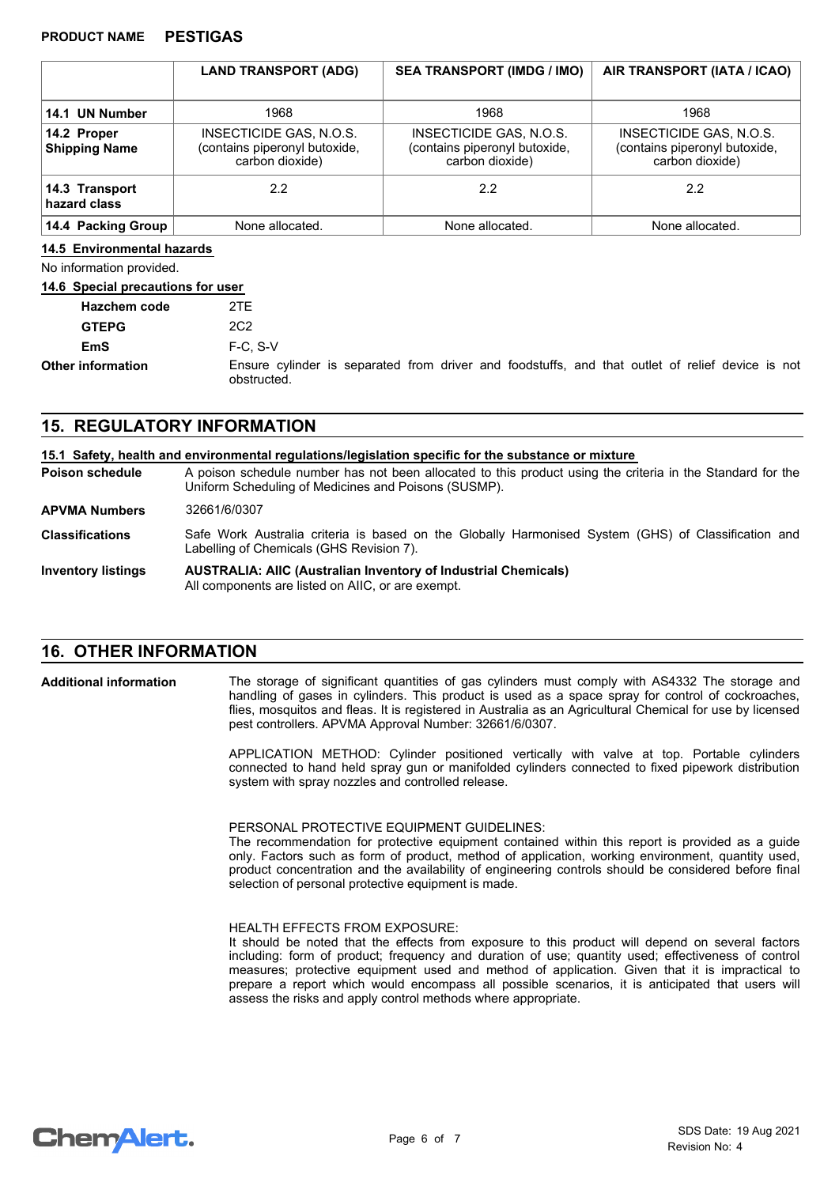| | LAND TRANSPORT (ADG) | SEA TRANSPORT (IMDG / IMO) | AIR TRANSPORT (IATA / ICAO) |
|---|---|---|---|
| **14.1 UN Number** | 1968 | 1968 | 1968 |
| **14.2 Proper Shipping Name** | INSECTICIDE GAS, N.O.S. (contains piperonyl butoxide, carbon dioxide) | INSECTICIDE GAS, N.O.S. (contains piperonyl butoxide, carbon dioxide) | INSECTICIDE GAS, N.O.S. (contains piperonyl butoxide, carbon dioxide) |
| **14.3 Transport hazard class** | 2.2 | 2.2 | 2.2 |
| **14.4 Packing Group** | None allocated. | None allocated. | None allocated. |

### 14.5 Environmental hazards

No information provided.

### 14.6 Special precautions for user

**Hazchem code** 2TE

**GTEPG** 2C2

**EmS** F-C, S-V

**Other information** Ensure cylinder is separated from driver and foodstuffs, and that outlet of relief device is not obstructed.

## 15. REGULATORY INFORMATION

### 15.1 Safety, health and environmental regulations/legislation specific for the substance or mixture

**Poison schedule** A poison schedule number has not been allocated to this product using the criteria in the Standard for the Uniform Scheduling of Medicines and Poisons (SUSMP).

**APVMA Numbers** 32661/6/0307

**Classifications** Safe Work Australia criteria is based on the Globally Harmonised System (GHS) of Classification and Labelling of Chemicals (GHS Revision 7).

**Inventory listings** **AUSTRALIA: AIIC (Australian Inventory of Industrial Chemicals)**
All components are listed on AIIC, or are exempt.

## 16. OTHER INFORMATION

**Additional information** The storage of significant quantities of gas cylinders must comply with AS4332 The storage and handling of gases in cylinders. This product is used as a space spray for control of cockroaches, flies, mosquitos and fleas. It is registered in Australia as an Agricultural Chemical for use by licensed pest controllers. APVMA Approval Number: 32661/6/0307.

APPLICATION METHOD: Cylinder positioned vertically with valve at top. Portable cylinders connected to hand held spray gun or manifolded cylinders connected to fixed pipework distribution system with spray nozzles and controlled release.

PERSONAL PROTECTIVE EQUIPMENT GUIDELINES:
The recommendation for protective equipment contained within this report is provided as a guide only. Factors such as form of product, method of application, working environment, quantity used, product concentration and the availability of engineering controls should be considered before final selection of personal protective equipment is made.

HEALTH EFFECTS FROM EXPOSURE:
It should be noted that the effects from exposure to this product will depend on several factors including: form of product; frequency and duration of use; quantity used; effectiveness of control measures; protective equipment used and method of application. Given that it is impractical to prepare a report which would encompass all possible scenarios, it is anticipated that users will assess the risks and apply control methods where appropriate.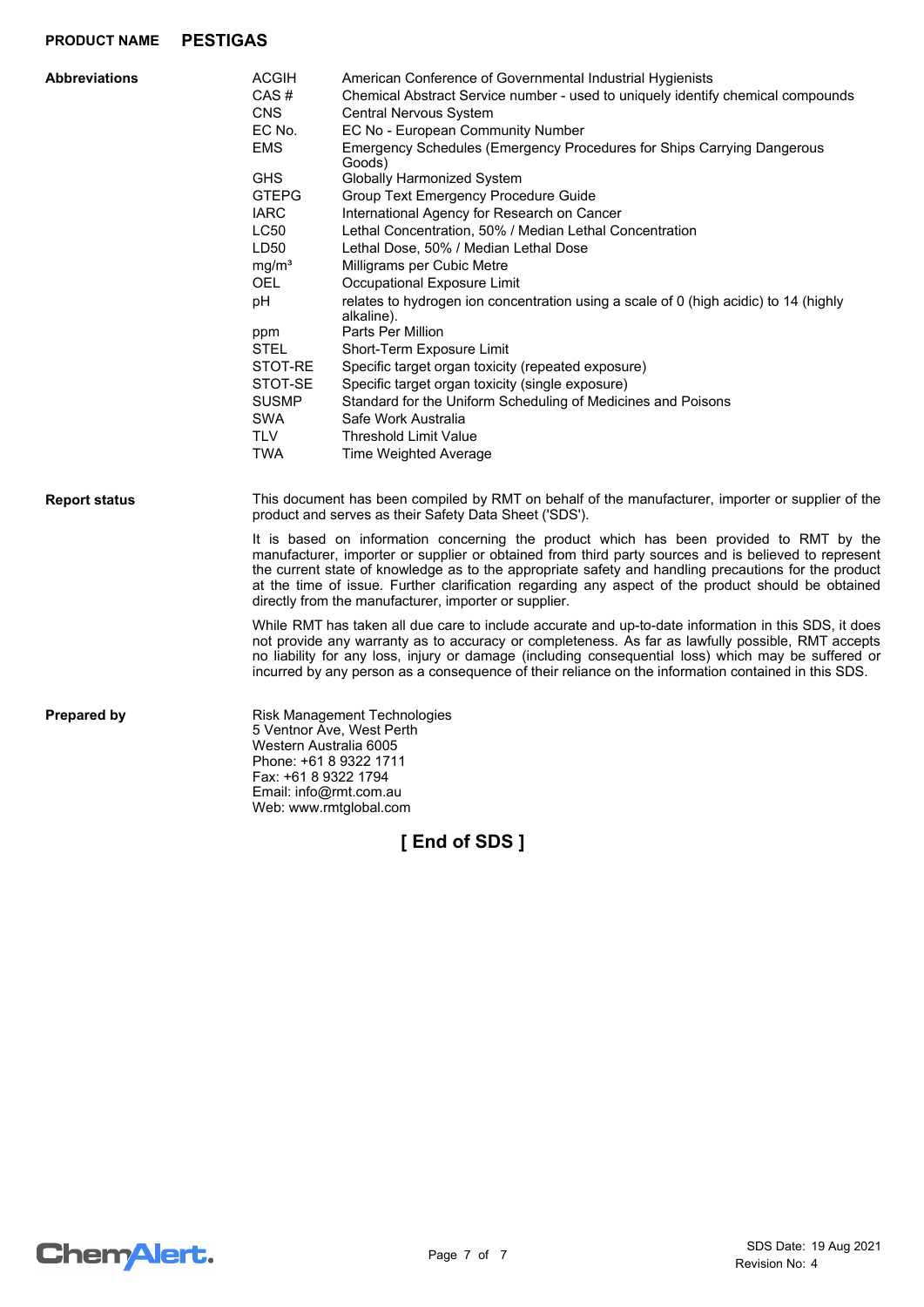**PRODUCT NAME** **PESTIGAS**

**Abbreviations**

| | |
|---|---|
| ACGIH | American Conference of Governmental Industrial Hygienists |
| CAS # | Chemical Abstract Service number - used to uniquely identify chemical compounds |
| CNS | Central Nervous System |
| EC No. | EC No - European Community Number |
| EMS | Emergency Schedules (Emergency Procedures for Ships Carrying Dangerous Goods) |
| GHS | Globally Harmonized System |
| GTEPG | Group Text Emergency Procedure Guide |
| IARC | International Agency for Research on Cancer |
| LC50 | Lethal Concentration, 50% / Median Lethal Concentration |
| LD50 | Lethal Dose, 50% / Median Lethal Dose |
| $mg/m^3$ | Milligrams per Cubic Metre |
| OEL | Occupational Exposure Limit |
| pH | relates to hydrogen ion concentration using a scale of 0 (high acidic) to 14 (highly alkaline). |
| ppm | Parts Per Million |
| STEL | Short-Term Exposure Limit |
| STOT-RE | Specific target organ toxicity (repeated exposure) |
| STOT-SE | Specific target organ toxicity (single exposure) |
| SUSMP | Standard for the Uniform Scheduling of Medicines and Poisons |
| SWA | Safe Work Australia |
| TLV | Threshold Limit Value |
| TWA | Time Weighted Average |

**Report status**

This document has been compiled by RMT on behalf of the manufacturer, importer or supplier of the product and serves as their Safety Data Sheet ('SDS').

It is based on information concerning the product which has been provided to RMT by the manufacturer, importer or supplier or obtained from third party sources and is believed to represent the current state of knowledge as to the appropriate safety and handling precautions for the product at the time of issue. Further clarification regarding any aspect of the product should be obtained directly from the manufacturer, importer or supplier.

While RMT has taken all due care to include accurate and up-to-date information in this SDS, it does not provide any warranty as to accuracy or completeness. As far as lawfully possible, RMT accepts no liability for any loss, injury or damage (including consequential loss) which may be suffered or incurred by any person as a consequence of their reliance on the information contained in this SDS.

**Prepared by**

Risk Management Technologies
5 Ventnor Ave, West Perth
Western Australia 6005
Phone: +61 8 9322 1711
Fax: +61 8 9322 1794
Email: info@rmt.com.au
Web: www.rmtglobal.com

**[ End of SDS ]**

SDS Date: 19 Aug 2021
Revision No: 4